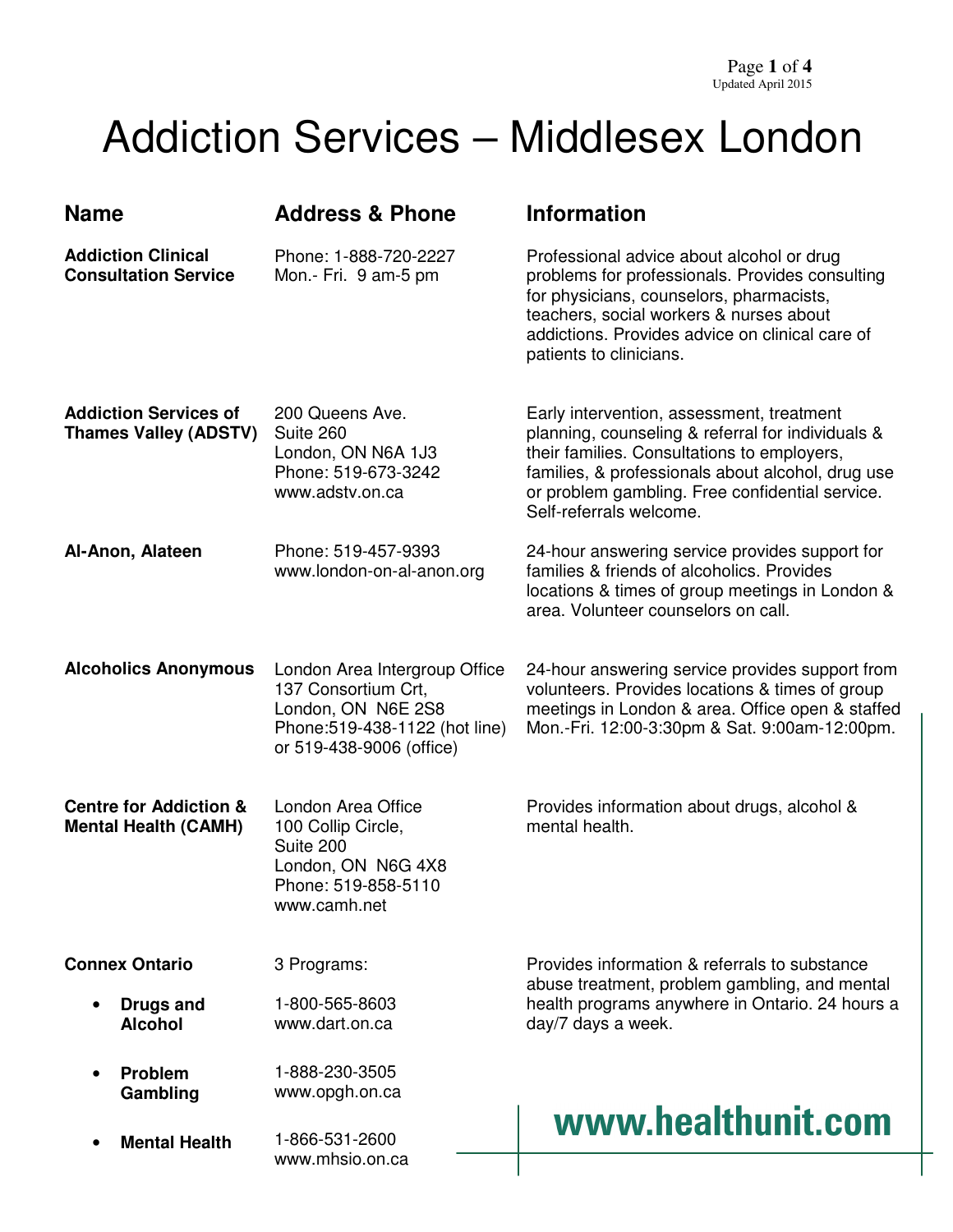# Addiction Services – Middlesex London

| Name | Address & Phone | Information |
|---|---|---|
| **Addiction Clinical Consultation Service** | Phone: 1-888-720-2227<br>Mon.- Fri. 9 am-5 pm | Professional advice about alcohol or drug problems for professionals. Provides consulting for physicians, counselors, pharmacists, teachers, social workers & nurses about addictions. Provides advice on clinical care of patients to clinicians. |
| **Addiction Services of Thames Valley (ADSTV)** | 200 Queens Ave.<br>Suite 260<br>London, ON N6A 1J3<br>Phone: 519-673-3242<br>www.adstv.on.ca | Early intervention, assessment, treatment planning, counseling & referral for individuals & their families. Consultations to employers, families, & professionals about alcohol, drug use or problem gambling. Free confidential service. Self-referrals welcome. |
| **Al-Anon, Alateen** | Phone: 519-457-9393<br>www.london-on-al-anon.org | 24-hour answering service provides support for families & friends of alcoholics. Provides locations & times of group meetings in London & area. Volunteer counselors on call. |
| **Alcoholics Anonymous** | London Area Intergroup Office<br>137 Consortium Crt,<br>London, ON N6E 2S8<br>Phone:519-438-1122 (hot line) or 519-438-9006 (office) | 24-hour answering service provides support from volunteers. Provides locations & times of group meetings in London & area. Office open & staffed Mon.-Fri. 12:00-3:30pm & Sat. 9:00am-12:00pm. |
| **Centre for Addiction & Mental Health (CAMH)** | London Area Office<br>100 Collip Circle,<br>Suite 200<br>London, ON N6G 4X8<br>Phone: 519-858-5110<br>www.camh.net | Provides information about drugs, alcohol & mental health. |
| **Connex Ontario** | 3 Programs: | Provides information & referrals to substance abuse treatment, problem gambling, and mental health programs anywhere in Ontario. 24 hours a day/7 days a week. |
| • **Drugs and Alcohol** | 1-800-565-8603<br>www.dart.on.ca | |
| • **Problem Gambling** | 1-888-230-3505<br>www.opgh.on.ca | |
| • **Mental Health** | 1-866-531-2600<br>www.mhsio.on.ca | |

www.healthunit.com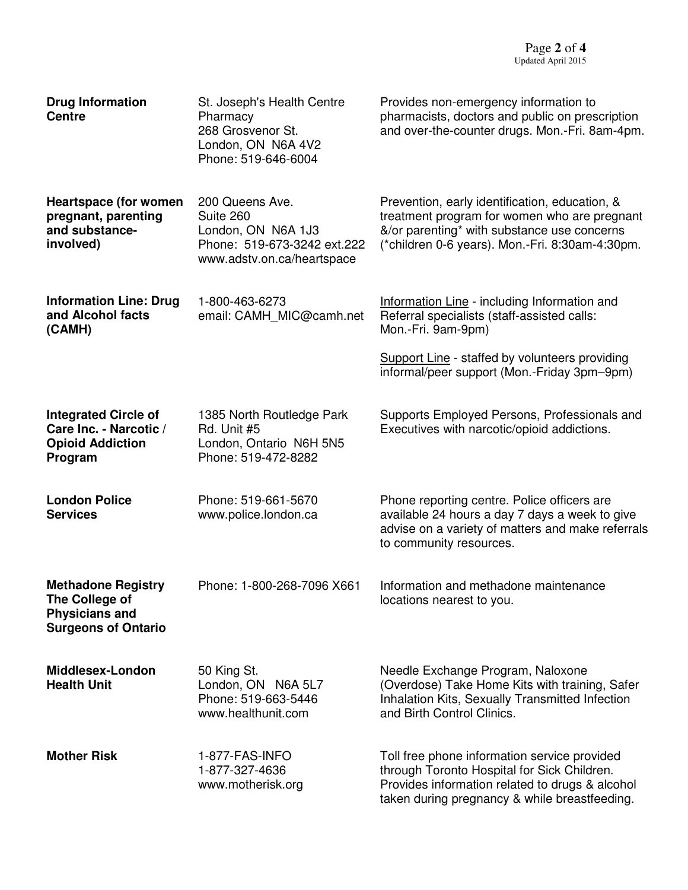| | | |
|---|---|---|
| **Drug Information Centre** | St. Joseph's Health Centre Pharmacy<br>268 Grosvenor St.<br>London, ON N6A 4V2<br>Phone: 519-646-6004 | Provides non-emergency information to pharmacists, doctors and public on prescription and over-the-counter drugs. Mon.-Fri. 8am-4pm. |
| **Heartspace (for women pregnant, parenting and substance-involved)** | 200 Queens Ave.<br>Suite 260<br>London, ON N6A 1J3<br>Phone: 519-673-3242 ext.222<br>www.adstv.on.ca/heartspace | Prevention, early identification, education, & treatment program for women who are pregnant &/or parenting* with substance use concerns (*children 0-6 years). Mon.-Fri. 8:30am-4:30pm. |
| **Information Line: Drug and Alcohol facts (CAMH)** | 1-800-463-6273<br>email: CAMH_MIC@camh.net | Information Line - including Information and Referral specialists (staff-assisted calls: Mon.-Fri. 9am-9pm)<br><br>Support Line - staffed by volunteers providing informal/peer support (Mon.-Friday 3pm–9pm) |
| **Integrated Circle of Care Inc. - Narcotic / Opioid Addiction Program** | 1385 North Routledge Park Rd. Unit #5<br>London, Ontario N6H 5N5<br>Phone: 519-472-8282 | Supports Employed Persons, Professionals and Executives with narcotic/opioid addictions. |
| **London Police Services** | Phone: 519-661-5670<br>www.police.london.ca | Phone reporting centre. Police officers are available 24 hours a day 7 days a week to give advise on a variety of matters and make referrals to community resources. |
| **Methadone Registry The College of Physicians and Surgeons of Ontario** | Phone: 1-800-268-7096 X661 | Information and methadone maintenance locations nearest to you. |
| **Middlesex-London Health Unit** | 50 King St.<br>London, ON N6A 5L7<br>Phone: 519-663-5446<br>www.healthunit.com | Needle Exchange Program, Naloxone (Overdose) Take Home Kits with training, Safer Inhalation Kits, Sexually Transmitted Infection and Birth Control Clinics. |
| **Mother Risk** | 1-877-FAS-INFO<br>1-877-327-4636<br>www.motherisk.org | Toll free phone information service provided through Toronto Hospital for Sick Children. Provides information related to drugs & alcohol taken during pregnancy & while breastfeeding. |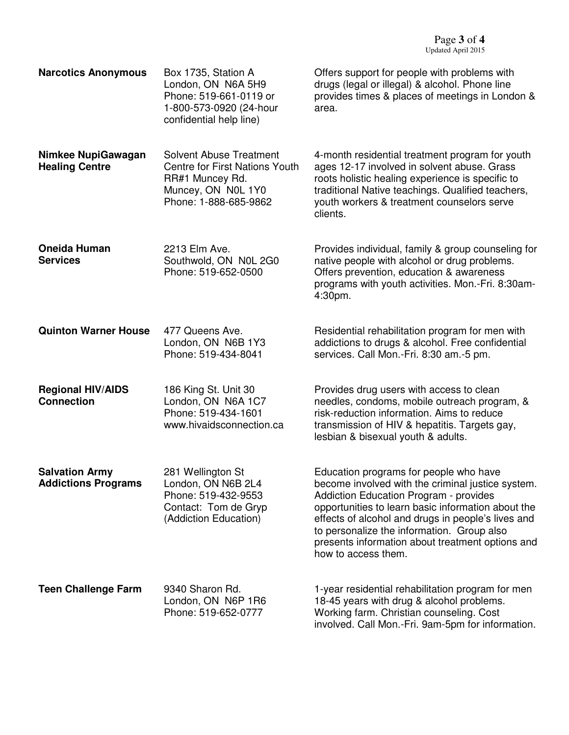| | | |
|---|---|---|
| **Narcotics Anonymous** | Box 1735, Station A<br>London, ON  N6A 5H9<br>Phone: 519-661-0119 or<br>1-800-573-0920 (24-hour confidential help line) | Offers support for people with problems with drugs (legal or illegal) & alcohol. Phone line provides times & places of meetings in London & area. |
| **Nimkee NupiGawagan Healing Centre** | Solvent Abuse Treatment Centre for First Nations Youth<br>RR#1 Muncey Rd.<br>Muncey, ON  N0L 1Y0<br>Phone: 1-888-685-9862 | 4-month residential treatment program for youth ages 12-17 involved in solvent abuse. Grass roots holistic healing experience is specific to traditional Native teachings. Qualified teachers, youth workers & treatment counselors serve clients. |
| **Oneida Human Services** | 2213 Elm Ave.<br>Southwold, ON  N0L 2G0<br>Phone: 519-652-0500 | Provides individual, family & group counseling for native people with alcohol or drug problems. Offers prevention, education & awareness programs with youth activities. Mon.-Fri. 8:30am-4:30pm. |
| **Quinton Warner House** | 477 Queens Ave.<br>London, ON  N6B 1Y3<br>Phone: 519-434-8041 | Residential rehabilitation program for men with addictions to drugs & alcohol. Free confidential services. Call Mon.-Fri. 8:30 am.-5 pm. |
| **Regional HIV/AIDS Connection** | 186 King St. Unit 30<br>London, ON  N6A 1C7<br>Phone: 519-434-1601<br>www.hivaidsconnection.ca | Provides drug users with access to clean needles, condoms, mobile outreach program, & risk-reduction information. Aims to reduce transmission of HIV & hepatitis. Targets gay, lesbian & bisexual youth & adults. |
| **Salvation Army Addictions Programs** | 281 Wellington St<br>London, ON N6B 2L4<br>Phone: 519-432-9553<br>Contact:  Tom de Gryp (Addiction Education) | Education programs for people who have become involved with the criminal justice system. Addiction Education Program - provides opportunities to learn basic information about the effects of alcohol and drugs in people's lives and to personalize the information.  Group also presents information about treatment options and how to access them. |
| **Teen Challenge Farm** | 9340 Sharon Rd.<br>London, ON  N6P 1R6<br>Phone: 519-652-0777 | 1-year residential rehabilitation program for men 18-45 years with drug & alcohol problems. Working farm. Christian counseling. Cost involved. Call Mon.-Fri. 9am-5pm for information. |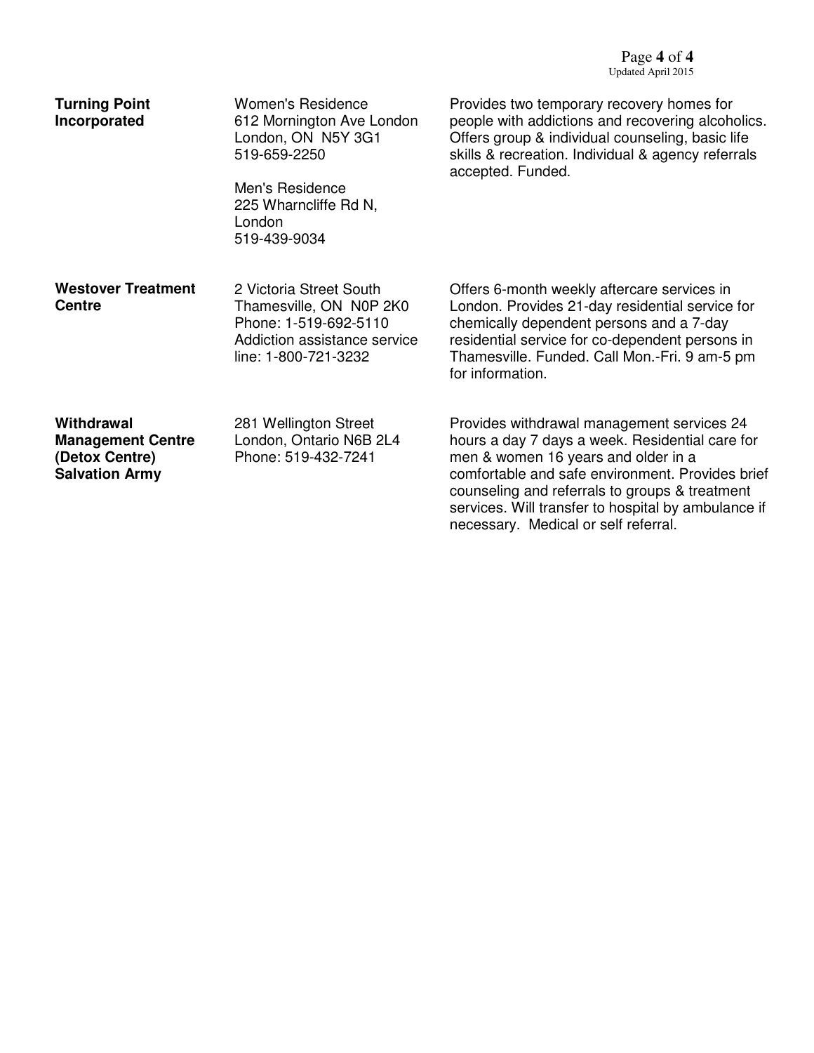| | | |
|---|---|---|
| **Turning Point Incorporated** | Women's Residence<br>612 Mornington Ave London<br>London, ON  N5Y 3G1<br>519-659-2250<br><br>Men's Residence<br>225 Wharncliffe Rd N,<br>London<br>519-439-9034 | Provides two temporary recovery homes for people with addictions and recovering alcoholics. Offers group & individual counseling, basic life skills & recreation. Individual & agency referrals accepted. Funded. |
| **Westover Treatment Centre** | 2 Victoria Street South<br>Thamesville, ON  N0P 2K0<br>Phone: 1-519-692-5110<br>Addiction assistance service line: 1-800-721-3232 | Offers 6-month weekly aftercare services in London. Provides 21-day residential service for chemically dependent persons and a 7-day residential service for co-dependent persons in Thamesville. Funded. Call Mon.-Fri. 9 am-5 pm for information. |
| **Withdrawal Management Centre (Detox Centre) Salvation Army** | 281 Wellington Street<br>London, Ontario N6B 2L4<br>Phone: 519-432-7241 | Provides withdrawal management services 24 hours a day 7 days a week. Residential care for men & women 16 years and older in a comfortable and safe environment. Provides brief counseling and referrals to groups & treatment services. Will transfer to hospital by ambulance if necessary.  Medical or self referral. |